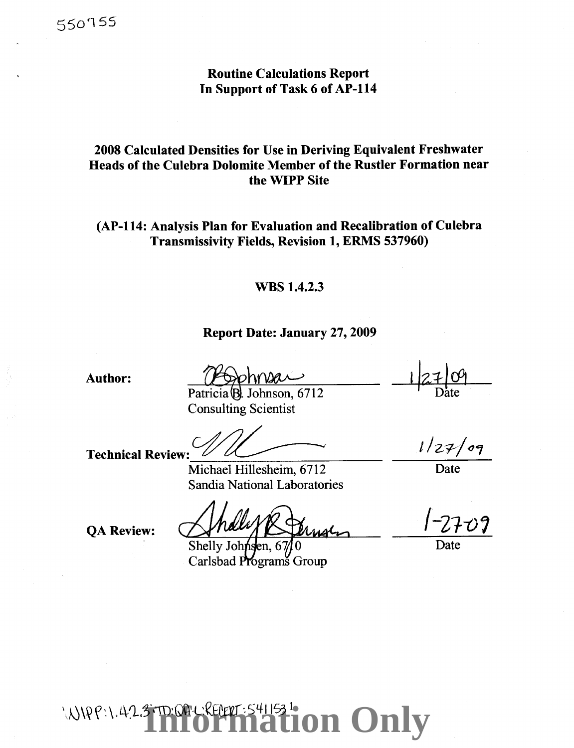550755

# Routine Calculations Report
## In Support of Task 6 of AP-114

## 2008 Calculated Densities for Use in Deriving Equivalent Freshwater Heads of the Culebra Dolomite Member of the Rustler Formation near the WIPP Site

**(AP-114: Analysis Plan for Evaluation and Recalibration of Culebra Transmissivity Fields, Revision 1, ERMS 537960)**

**WBS 1.4.2.3**

**Report Date: January 27, 2009**

**Author:** Patricia B. Johnson, 6712, Consulting Scientist — 1/27/09 Date

**Technical Review:** Michael Hillesheim, 6712, Sandia National Laboratories — 1/27/09 Date

**QA Review:** Shelly Johnsen, 6710, Carlsbad Programs Group — 1-27-09 Date

WIPP:1.4.2.3:TD:QA-L:RECERT:541153

Information Only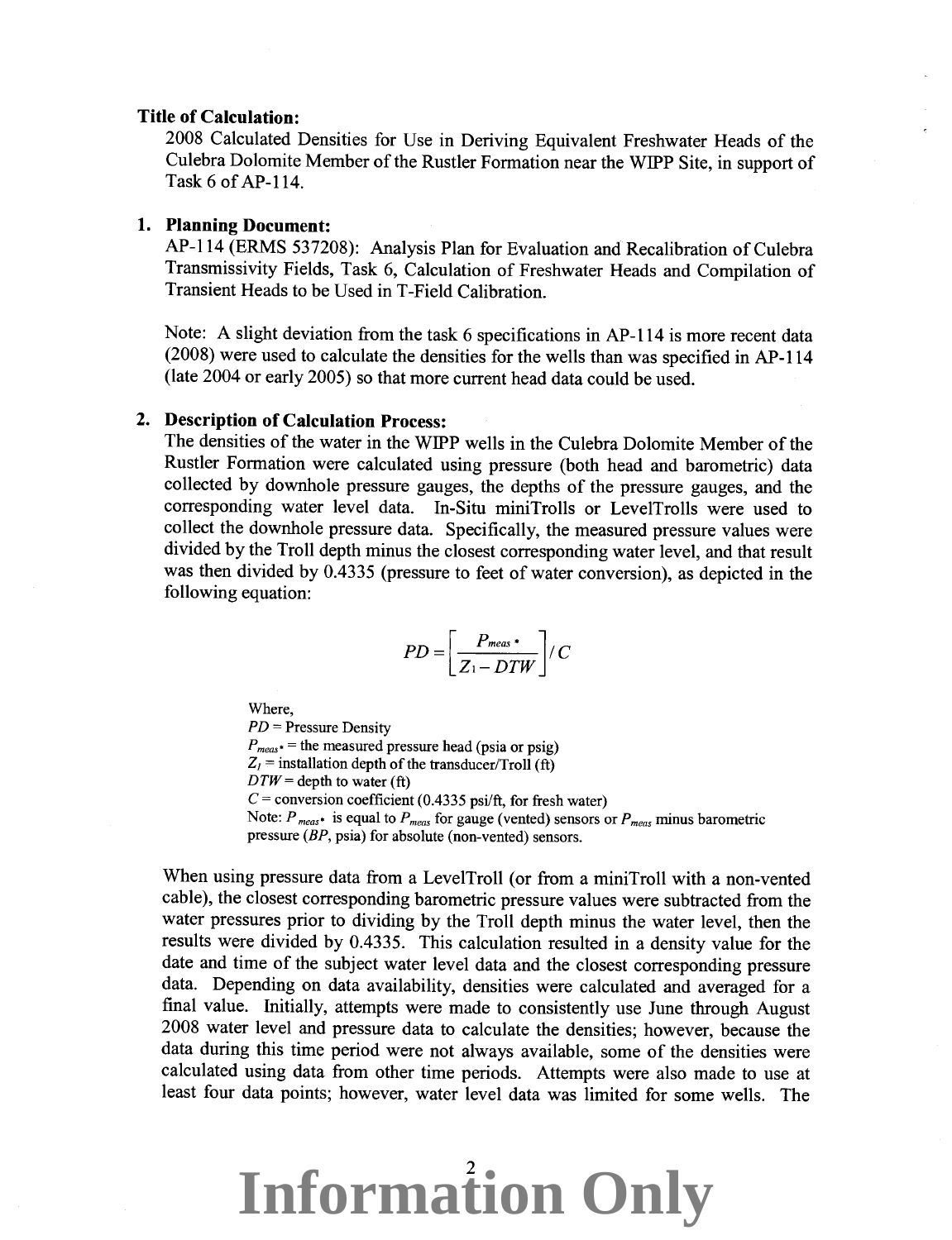**Title of Calculation:**

2008 Calculated Densities for Use in Deriving Equivalent Freshwater Heads of the Culebra Dolomite Member of the Rustler Formation near the WIPP Site, in support of Task 6 of AP-114.

1. **Planning Document:**

   AP-114 (ERMS 537208): Analysis Plan for Evaluation and Recalibration of Culebra Transmissivity Fields, Task 6, Calculation of Freshwater Heads and Compilation of Transient Heads to be Used in T-Field Calibration.

   Note: A slight deviation from the task 6 specifications in AP-114 is more recent data (2008) were used to calculate the densities for the wells than was specified in AP-114 (late 2004 or early 2005) so that more current head data could be used.

2. **Description of Calculation Process:**

   The densities of the water in the WIPP wells in the Culebra Dolomite Member of the Rustler Formation were calculated using pressure (both head and barometric) data collected by downhole pressure gauges, the depths of the pressure gauges, and the corresponding water level data. In-Situ miniTrolls or LevelTrolls were used to collect the downhole pressure data. Specifically, the measured pressure values were divided by the Troll depth minus the closest corresponding water level, and that result was then divided by 0.4335 (pressure to feet of water conversion), as depicted in the following equation:

$$PD = \left[ \frac{P_{meas^*}}{Z_1 - DTW} \right] / C$$

Where,
$PD$ = Pressure Density
$P_{meas^*}$ = the measured pressure head (psia or psig)
$Z_1$ = installation depth of the transducer/Troll (ft)
$DTW$ = depth to water (ft)
$C$ = conversion coefficient (0.4335 psi/ft, for fresh water)
Note: $P_{meas^*}$ is equal to $P_{meas}$ for gauge (vented) sensors or $P_{meas}$ minus barometric pressure ($BP$, psia) for absolute (non-vented) sensors.

When using pressure data from a LevelTroll (or from a miniTroll with a non-vented cable), the closest corresponding barometric pressure values were subtracted from the water pressures prior to dividing by the Troll depth minus the water level, then the results were divided by 0.4335. This calculation resulted in a density value for the date and time of the subject water level data and the closest corresponding pressure data. Depending on data availability, densities were calculated and averaged for a final value. Initially, attempts were made to consistently use June through August 2008 water level and pressure data to calculate the densities; however, because the data during this time period were not always available, some of the densities were calculated using data from other time periods. Attempts were also made to use at least four data points; however, water level data was limited for some wells. The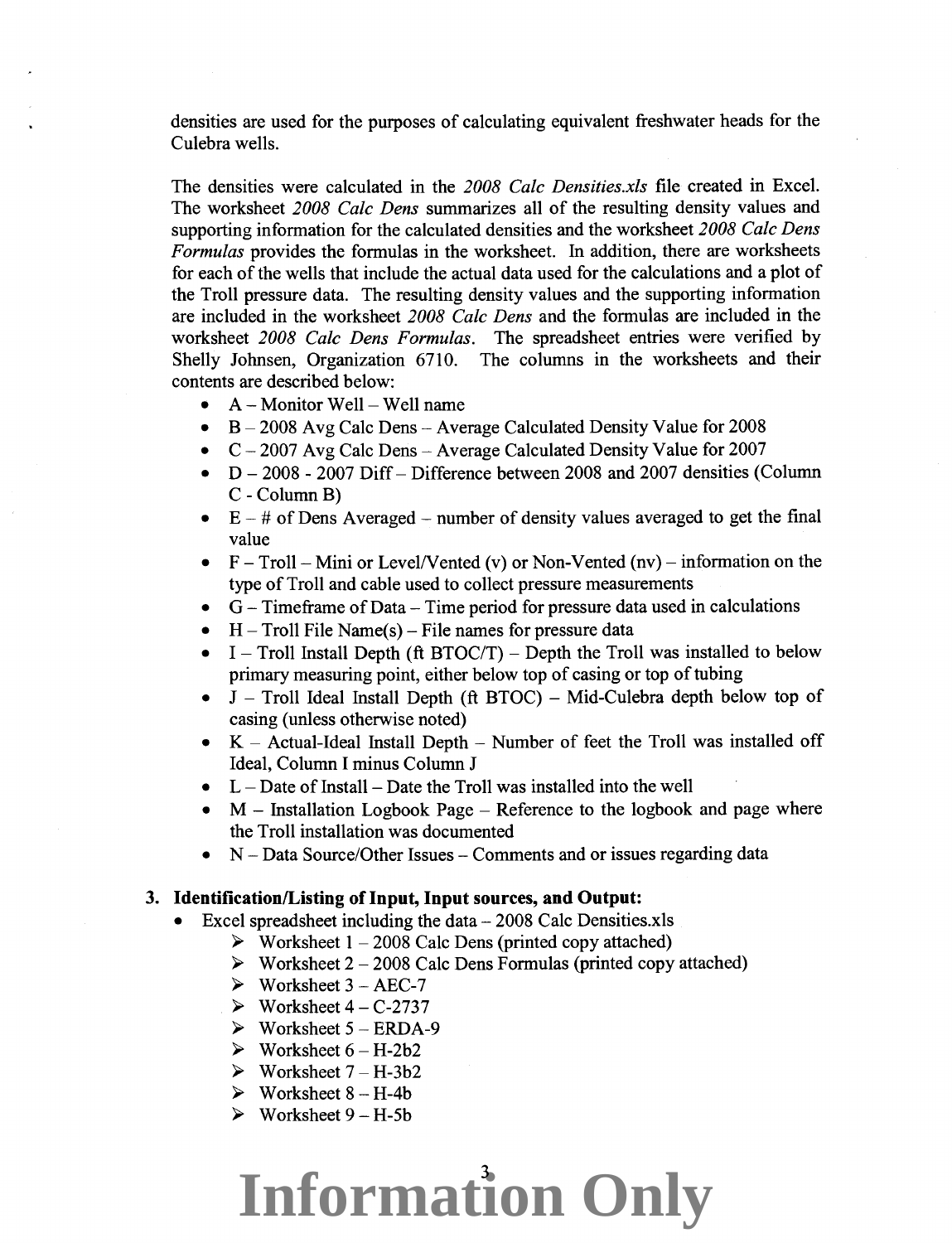densities are used for the purposes of calculating equivalent freshwater heads for the Culebra wells.

The densities were calculated in the *2008 Calc Densities.xls* file created in Excel. The worksheet *2008 Calc Dens* summarizes all of the resulting density values and supporting information for the calculated densities and the worksheet *2008 Calc Dens Formulas* provides the formulas in the worksheet. In addition, there are worksheets for each of the wells that include the actual data used for the calculations and a plot of the Troll pressure data. The resulting density values and the supporting information are included in the worksheet *2008 Calc Dens* and the formulas are included in the worksheet *2008 Calc Dens Formulas*. The spreadsheet entries were verified by Shelly Johnsen, Organization 6710. The columns in the worksheets and their contents are described below:

- A – Monitor Well – Well name
- B – 2008 Avg Calc Dens – Average Calculated Density Value for 2008
- C – 2007 Avg Calc Dens – Average Calculated Density Value for 2007
- D – 2008 - 2007 Diff – Difference between 2008 and 2007 densities (Column C - Column B)
- E – # of Dens Averaged – number of density values averaged to get the final value
- F – Troll – Mini or Level/Vented (v) or Non-Vented (nv) – information on the type of Troll and cable used to collect pressure measurements
- G – Timeframe of Data – Time period for pressure data used in calculations
- H – Troll File Name(s) – File names for pressure data
- I – Troll Install Depth (ft BTOC/T) – Depth the Troll was installed to below primary measuring point, either below top of casing or top of tubing
- J – Troll Ideal Install Depth (ft BTOC) – Mid-Culebra depth below top of casing (unless otherwise noted)
- K – Actual-Ideal Install Depth – Number of feet the Troll was installed off Ideal, Column I minus Column J
- L – Date of Install – Date the Troll was installed into the well
- M – Installation Logbook Page – Reference to the logbook and page where the Troll installation was documented
- N – Data Source/Other Issues – Comments and or issues regarding data

### 3. Identification/Listing of Input, Input sources, and Output:

- Excel spreadsheet including the data – 2008 Calc Densities.xls
  - Worksheet 1 – 2008 Calc Dens (printed copy attached)
  - Worksheet 2 – 2008 Calc Dens Formulas (printed copy attached)
  - Worksheet 3 – AEC-7
  - Worksheet 4 – C-2737
  - Worksheet 5 – ERDA-9
  - Worksheet 6 – H-2b2
  - Worksheet 7 – H-3b2
  - Worksheet 8 – H-4b
  - Worksheet 9 – H-5b

**Information Only**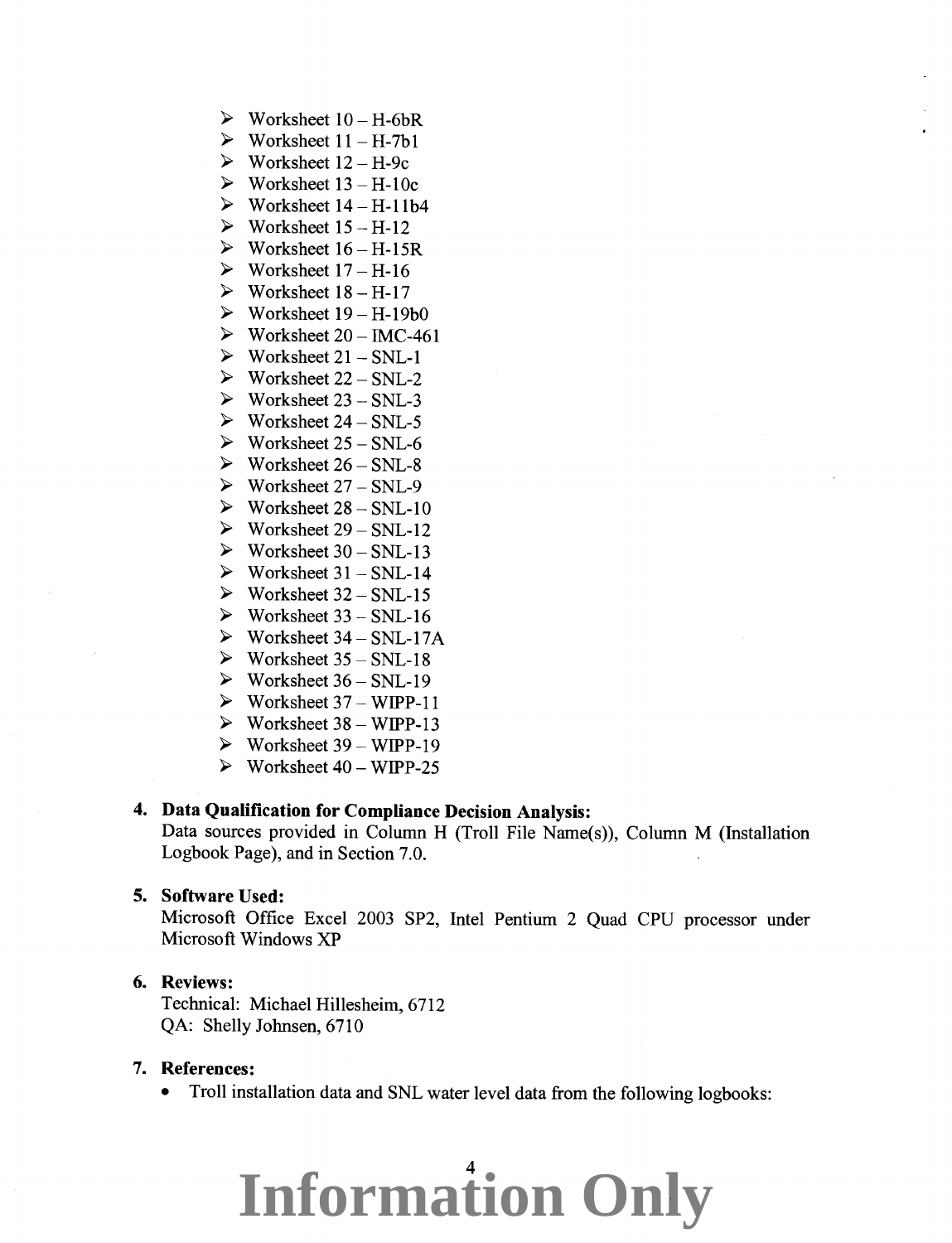- Worksheet 10 – H-6bR
- Worksheet 11 – H-7b1
- Worksheet 12 – H-9c
- Worksheet 13 – H-10c
- Worksheet 14 – H-11b4
- Worksheet 15 – H-12
- Worksheet 16 – H-15R
- Worksheet 17 – H-16
- Worksheet 18 – H-17
- Worksheet 19 – H-19b0
- Worksheet 20 – IMC-461
- Worksheet 21 – SNL-1
- Worksheet 22 – SNL-2
- Worksheet 23 – SNL-3
- Worksheet 24 – SNL-5
- Worksheet 25 – SNL-6
- Worksheet 26 – SNL-8
- Worksheet 27 – SNL-9
- Worksheet 28 – SNL-10
- Worksheet 29 – SNL-12
- Worksheet 30 – SNL-13
- Worksheet 31 – SNL-14
- Worksheet 32 – SNL-15
- Worksheet 33 – SNL-16
- Worksheet 34 – SNL-17A
- Worksheet 35 – SNL-18
- Worksheet 36 – SNL-19
- Worksheet 37 – WIPP-11
- Worksheet 38 – WIPP-13
- Worksheet 39 – WIPP-19
- Worksheet 40 – WIPP-25

4. **Data Qualification for Compliance Decision Analysis:**
   Data sources provided in Column H (Troll File Name(s)), Column M (Installation Logbook Page), and in Section 7.0.

5. **Software Used:**
   Microsoft Office Excel 2003 SP2, Intel Pentium 2 Quad CPU processor under Microsoft Windows XP

6. **Reviews:**
   Technical: Michael Hillesheim, 6712
   QA: Shelly Johnsen, 6710

7. **References:**
   - Troll installation data and SNL water level data from the following logbooks:

**Information Only**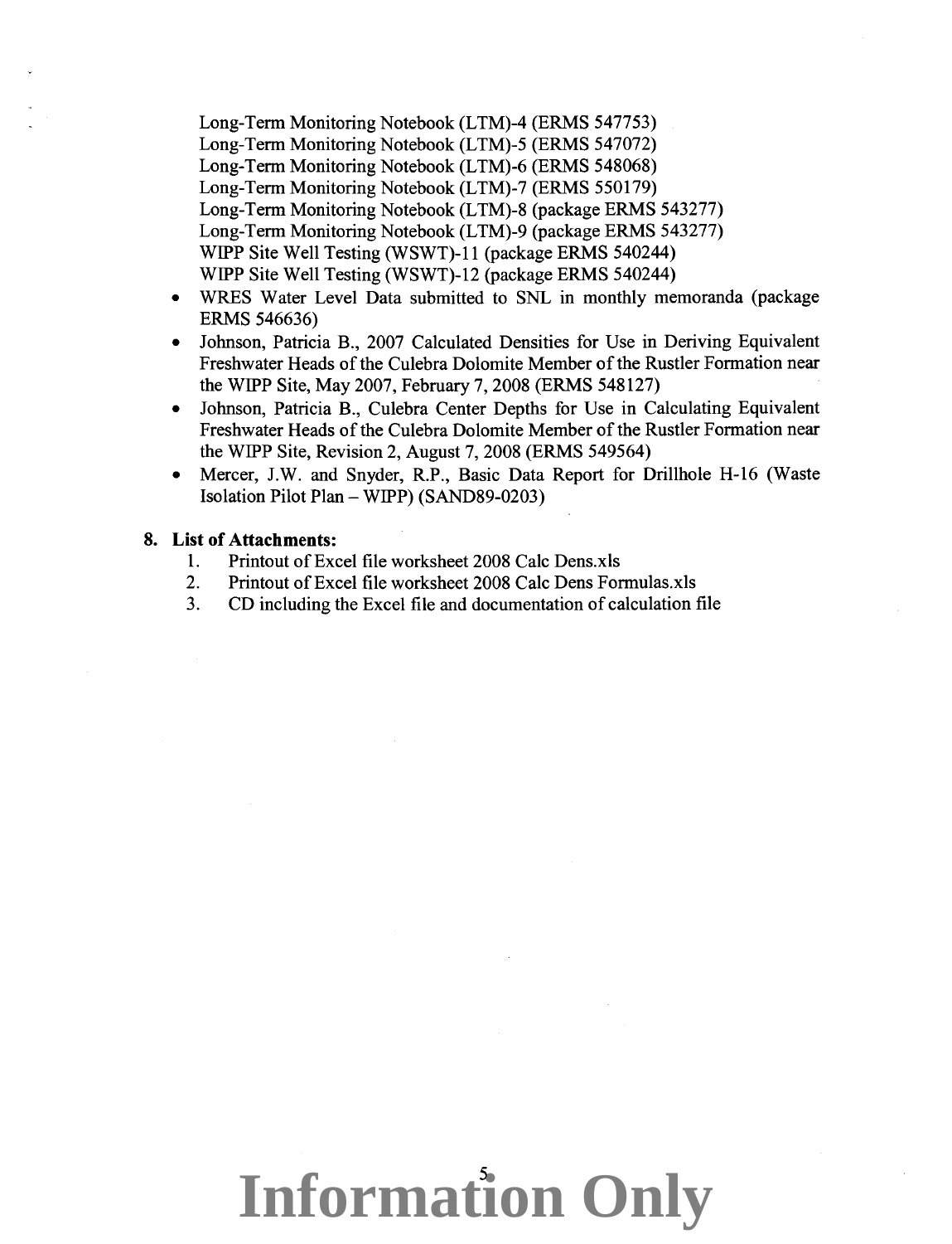Long-Term Monitoring Notebook (LTM)-4 (ERMS 547753)
Long-Term Monitoring Notebook (LTM)-5 (ERMS 547072)
Long-Term Monitoring Notebook (LTM)-6 (ERMS 548068)
Long-Term Monitoring Notebook (LTM)-7 (ERMS 550179)
Long-Term Monitoring Notebook (LTM)-8 (package ERMS 543277)
Long-Term Monitoring Notebook (LTM)-9 (package ERMS 543277)
WIPP Site Well Testing (WSWT)-11 (package ERMS 540244)
WIPP Site Well Testing (WSWT)-12 (package ERMS 540244)

- WRES Water Level Data submitted to SNL in monthly memoranda (package ERMS 546636)
- Johnson, Patricia B., 2007 Calculated Densities for Use in Deriving Equivalent Freshwater Heads of the Culebra Dolomite Member of the Rustler Formation near the WIPP Site, May 2007, February 7, 2008 (ERMS 548127)
- Johnson, Patricia B., Culebra Center Depths for Use in Calculating Equivalent Freshwater Heads of the Culebra Dolomite Member of the Rustler Formation near the WIPP Site, Revision 2, August 7, 2008 (ERMS 549564)
- Mercer, J.W. and Snyder, R.P., Basic Data Report for Drillhole H-16 (Waste Isolation Pilot Plan – WIPP) (SAND89-0203)

**8. List of Attachments:**

1. Printout of Excel file worksheet 2008 Calc Dens.xls
2. Printout of Excel file worksheet 2008 Calc Dens Formulas.xls
3. CD including the Excel file and documentation of calculation file

**Information Only**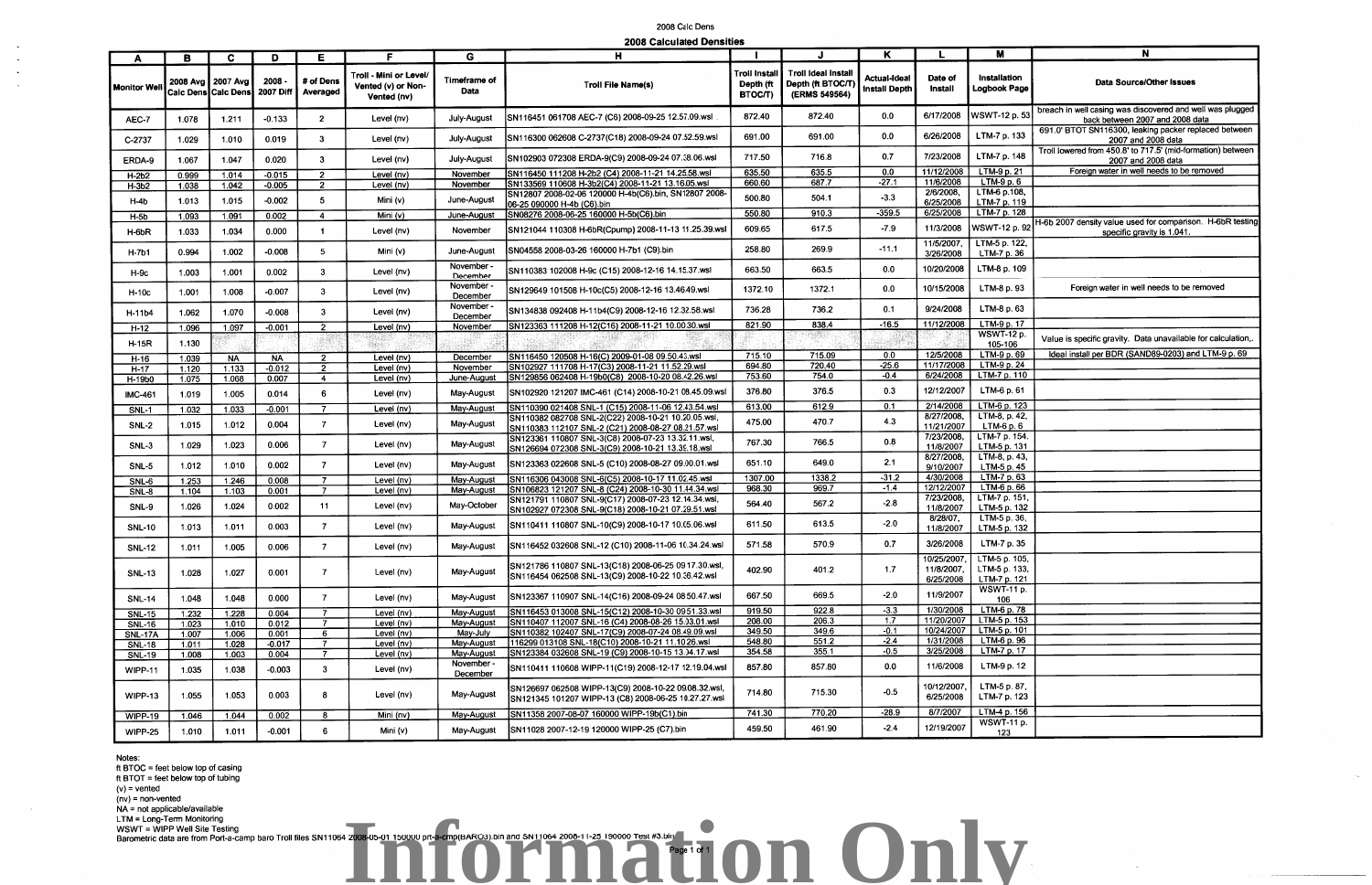2008 Calc Dens

## 2008 Calculated Densities

| A | B | C | D | E | F | G | H | I | J | K | L | M | N |
|---|---|---|---|---|---|---|---|---|---|---|---|---|---|
| Monitor Well | 2008 Avg Calc Dens | 2007 Avg Calc Dens | 2008 - 2007 Diff | # of Dens Averaged | Troll - Mini or Level/ Vented (v) or Non-Vented (nv) | Timeframe of Data | Troll File Name(s) | Troll Install Depth (ft BTOC/T) | Troll Ideal Install Depth (ft BTOC/T) (ERMS 549564) | Actual-Ideal Install Depth | Date of Install | Installation Logbook Page | Data Source/Other Issues |
| AEC-7 | 1.078 | 1.211 | -0.133 | 2 | Level (nv) | July-August | SN116451 061708 AEC-7 (C6) 2008-09-25 12.57.09.wsl | 872.40 | 872.40 | 0.0 | 6/17/2008 | WSWT-12 p. 53 | breach in well casing was discovered and well was plugged back between 2007 and 2008 data |
| C-2737 | 1.029 | 1.010 | 0.019 | 3 | Level (nv) | July-August | SN116300 062608 C-2737(C18) 2008-09-24 07.52.59.wsl | 691.00 | 691.00 | 0.0 | 6/26/2008 | LTM-7 p. 133 | 691.0' BTOT SN116300, leaking packer replaced between 2007 and 2008 data |
| ERDA-9 | 1.067 | 1.047 | 0.020 | 3 | Level (nv) | July-August | SN102903 072308 ERDA-9(C9) 2008-09-24 07.38.06.wsl | 717.50 | 716.8 | 0.7 | 7/23/2008 | LTM-7 p. 148 | Troll lowered from 450.8' to 717.5' (mid-formation) between 2007 and 2008 data |
| H-2b2 | 0.999 | 1.014 | -0.015 | 2 | Level (nv) | November | SN116450 111208 H-2b2 (C4) 2008-11-21 14.25.58.wsl | 635.50 | 635.5 | 0.0 | 11/12/2008 | LTM-9 p. 21 | Foreign water in well needs to be removed |
| H-3b2 | 1.038 | 1.042 | -0.005 | 2 | Level (nv) | November | SN133569 110608 H-3b2(C4) 2008-11-21 13.16.05.wsl | 660.60 | 687.7 | -27.1 | 11/6/2008 | LTM-9 p. 6 | |
| H-4b | 1.013 | 1.015 | -0.002 | 5 | Mini (v) | June-August | SN12807 2008-02-06 120000 H-4b(C6).bin, SN12807 2008-06-25 090000 H-4b (C6).bin | 500.80 | 504.1 | -3.3 | 2/6/2008, 6/25/2008 | LTM-6 p.108, LTM-7 p. 119 | |
| H-5b | 1.093 | 1.091 | 0.002 | 4 | Mini (v) | June-August | SN08276 2008-06-25 160000 H-5b(C6).bin | 550.80 | 910.3 | -359.5 | 6/25/2008 | LTM-7 p. 128 | |
| H-6bR | 1.033 | 1.034 | 0.000 | 1 | Level (nv) | November | SN121044 110308 H-6bR(Cpump) 2008-11-13 11.25.39.wsl | 609.65 | 617.5 | -7.9 | 11/3/2008 | WSWT-12 p. 92 | H-6b 2007 density value used for comparison. H-6bR testing specific gravity is 1.041. |
| H-7b1 | 0.994 | 1.002 | -0.008 | 5 | Mini (v) | June-August | SN04558 2008-03-26 160000 H-7b1 (C9).bin | 258.80 | 269.9 | -11.1 | 11/5/2007, 3/26/2008 | LTM-5 p. 122, LTM-7 p. 36 | |
| H-9c | 1.003 | 1.001 | 0.002 | 3 | Level (nv) | November - December | SN110383 102008 H-9c (C15) 2008-12-16 14.15.37.wsl | 663.50 | 663.5 | 0.0 | 10/20/2008 | LTM-8 p. 109 | |
| H-10c | 1.001 | 1.008 | -0.007 | 3 | Level (nv) | November - December | SN129649 101508 H-10c(C5) 2008-12-16 13.46.49.wsl | 1372.10 | 1372.1 | 0.0 | 10/15/2008 | LTM-8 p. 93 | Foreign water in well needs to be removed |
| H-11b4 | 1.062 | 1.070 | -0.008 | 3 | Level (nv) | November - December | SN134638 092408 H-11b4(C9) 2008-12-16 12.32.58.wsl | 736.28 | 736.2 | 0.1 | 9/24/2008 | LTM-8 p. 63 | |
| H-12 | 1.096 | 1.097 | -0.001 | 2 | Level (nv) | November | SN123363 111208 H-12(C16) 2008-11-21 10.00.30.wsl | 821.90 | 838.4 | -16.5 | 11/12/2008 | LTM-9 p. 17 | |
| H-15R | 1.130 | | | | | | | | | | | WSWT-12 p. 105-106 | Value is specific gravity. Data unavailable for calculation. |
| H-16 | 1.039 | NA | NA | 2 | Level (nv) | December | SN116450 120508 H-16(C) 2009-01-08 09.50.43.wsl | 715.10 | 715.09 | 0.0 | 12/5/2008 | LTM-9 p. 69 | Ideal install per BDR (SAND89-0203) and LTM-9 p. 69 |
| H-17 | 1.120 | 1.133 | -0.012 | 2 | Level (nv) | November | SN102927 111708 H-17(C3) 2008-11-21 11.52.29.wsl | 694.80 | 720.40 | -25.6 | 11/17/2008 | LTM-9 p. 24 | |
| H-19b0 | 1.075 | 1.068 | 0.007 | 4 | Level (nv) | June-August | SN129656 062408 H-19b0(C8) 2008-10-20 08.42.26.wsl | 753.60 | 754.0 | -0.4 | 6/24/2008 | LTM-7 p. 110 | |
| IMC-461 | 1.019 | 1.005 | 0.014 | 6 | Level (nv) | May-August | SN102920 121207 IMC-461 (C14) 2008-10-21 08.45.09.wsl | 376.80 | 376.5 | 0.3 | 12/12/2007 | LTM-6 p. 61 | |
| SNL-1 | 1.032 | 1.033 | -0.001 | 7 | Level (nv) | May-August | SN110390 021408 SNL-1 (C15) 2008-11-06 12.43.54.wsl | 613.00 | 612.9 | 0.1 | 2/14/2008 | LTM-6 p. 123 | |
| SNL-2 | 1.015 | 1.012 | 0.004 | 7 | Level (nv) | May-August | SN110382 082708 SNL-2(C22) 2008-10-21 10.20.05.wsl, SN110383 112107 SNL-2 (C21) 2008-08-27 08.21.57.wsl | 475.00 | 470.7 | 4.3 | 8/27/2008, 11/21/2007 | LTM-8, p. 42, LTM-6 p. 6 | |
| SNL-3 | 1.029 | 1.023 | 0.006 | 7 | Level (nv) | May-August | SN123361 110807 SNL-3(C8) 2008-07-23 13.32.11.wsl, SN126694 072308 SNL-3(C9) 2008-10-21 13.39.18.wsl | 767.30 | 766.5 | 0.8 | 7/23/2008, 11/8/2007 | LTM-7 p. 154, LTM-5 p. 131 | |
| SNL-5 | 1.012 | 1.010 | 0.002 | 7 | Level (nv) | May-August | SN123363 022608 SNL-5 (C10) 2008-08-27 09.00.01.wsl | 651.10 | 649.0 | 2.1 | 8/27/2008, 9/10/2007 | LTM-8, p. 43, LTM-5 p. 45 | |
| SNL-6 | 1.253 | 1.246 | 0.008 | 7 | Level (nv) | May-August | SN116306 043008 SNL-6(C5) 2008-10-17 11.02.45.wsl | 1307.00 | 1338.2 | -31.2 | 4/30/2008 | LTM-7 p. 63 | |
| SNL-8 | 1.104 | 1.103 | 0.001 | 7 | Level (nv) | May-August | SN106823 121207 SNL-8 (C24) 2008-10-30 11.44.34.wsl | 968.30 | 969.7 | -1.4 | 12/12/2007 | LTM-6 p. 66 | |
| SNL-9 | 1.026 | 1.024 | 0.002 | 11 | Level (nv) | May-October | SN121791 110807 SNL-9(C17) 2008-07-23 12.14.34.wsl, SN102927 072308 SNL-9(C18) 2008-10-21 07.29.51.wsl | 564.40 | 567.2 | -2.8 | 7/23/2008, 11/8/2007 | LTM-7 p. 151, LTM-5 p. 132 | |
| SNL-10 | 1.013 | 1.011 | 0.003 | 7 | Level (nv) | May-August | SN110411 110807 SNL-10(C9) 2008-10-17 10.05.06.wsl | 611.50 | 613.5 | -2.0 | 8/28/07, 11/8/2007 | LTM-5 p. 36, LTM-5 p. 132 | |
| SNL-12 | 1.011 | 1.005 | 0.006 | 7 | Level (nv) | May-August | SN116452 032608 SNL-12 (C10) 2008-11-06 10.34.24.wsl | 571.58 | 570.9 | 0.7 | 3/26/2008 | LTM-7 p. 35 | |
| SNL-13 | 1.028 | 1.027 | 0.001 | 7 | Level (nv) | May-August | SN121786 110807 SNL-13(C18) 2008-06-25 09.17.30.wsl, SN116454 062508 SNL-13(C9) 2008-10-22 10.36.42.wsl | 402.90 | 401.2 | 1.7 | 10/25/2007, 11/8/2007, 6/25/2008 | LTM-5 p. 105, LTM-5 p. 133, LTM-7 p. 121 | |
| SNL-14 | 1.048 | 1.048 | 0.000 | 7 | Level (nv) | May-August | SN123367 110907 SNL-14(C16) 2008-09-24 08.50.47.wsl | 667.50 | 669.5 | -2.0 | 11/9/2007 | WSWT-11 p. 106 | |
| SNL-15 | 1.232 | 1.228 | 0.004 | 7 | Level (nv) | May-August | SN116453 013008 SNL-15(C12) 2008-10-30 09.51.33.wsl | 919.50 | 922.8 | -3.3 | 1/30/2008 | LTM-6 p. 78 | |
| SNL-16 | 1.023 | 1.010 | 0.012 | 7 | Level (nv) | May-August | SN110407 112007 SNL-16 (C4) 2008-08-26 15.33.01.wsl | 208.00 | 206.3 | 1.7 | 11/20/2007 | LTM-5 p. 153 | |
| SNL-17A | 1.007 | 1.006 | 0.001 | 6 | Level (nv) | May-July | SN110382 102407 SNL-17(C9) 2008-07-24 08.49.09.wsl | 349.50 | 349.6 | -0.1 | 10/24/2007 | LTM-5 p. 101 | |
| SNL-18 | 1.011 | 1.028 | -0.017 | 7 | Level (nv) | May-August | 116299 013108 SNL-18(C10) 2008-10-21 11.10.26.wsl | 548.80 | 551.2 | -2.4 | 1/31/2008 | LTM-6 p. 96 | |
| SNL-19 | 1.008 | 1.003 | 0.004 | 7 | Level (nv) | May-August | SN123384 032608 SNL-19 (C9) 2008-10-15 13.34.17.wsl | 354.58 | 355.1 | -0.5 | 3/25/2008 | LTM-7 p. 17 | |
| WIPP-11 | 1.035 | 1.038 | -0.003 | 3 | Level (nv) | November - December | SN110411 110608 WIPP-11(C19) 2008-12-17 12.19.04.wsl | 857.80 | 857.80 | 0.0 | 11/6/2008 | LTM-9 p. 12 | |
| WIPP-13 | 1.055 | 1.053 | 0.003 | 8 | Level (nv) | May-August | SN126697 062508 WIPP-13(C9) 2008-10-22 09.08.32.wsl, SN121345 101207 WIPP-13 (C8) 2008-06-25 10.27.27.wsl | 714.80 | 715.30 | -0.5 | 10/12/2007, 6/25/2008 | LTM-5 p. 87, LTM-7 p. 123 | |
| WIPP-19 | 1.046 | 1.044 | 0.002 | 8 | Mini (nv) | May-August | SN11356 2007-08-07 160000 WIPP-19b(C1).bin | 741.30 | 770.20 | -28.9 | 8/7/2007 | LTM-4 p. 156 | |
| WIPP-25 | 1.010 | 1.011 | -0.001 | 6 | Mini (v) | May-August | SN11028 2007-12-19 120000 WIPP-25 (C7).bin | 459.50 | 461.90 | -2.4 | 12/19/2007 | WSWT-11 p. 123 | |

Notes:
ft BTOC = feet below top of casing
ft BTOT = feet below top of tubing
(v) = vented
(nv) = non-vented
NA = not applicable/available
LTM = Long-Term Monitoring
WSWT = WIPP Well Site Testing
Barometric data are from Port-a-camp baro Troll files SN11064 2008-05-01 150000 prt-a-cmp(BARO3).bin and SN11064 2008-11-25 190000 Test #3.bin

Information Only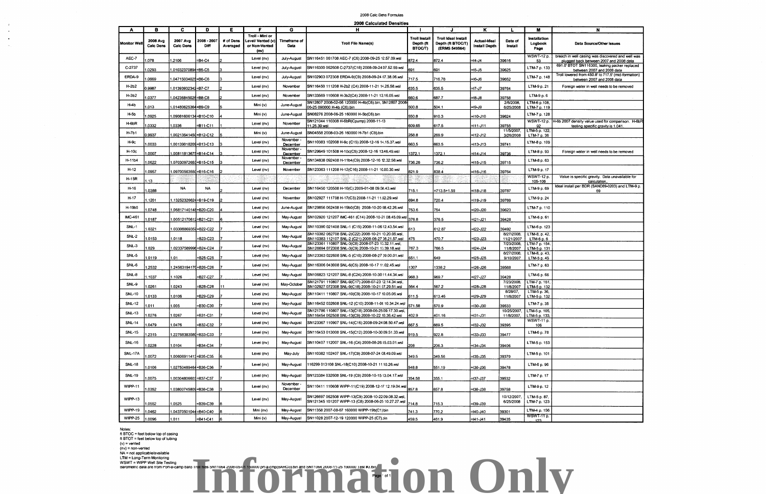2008 Calc Dens Formulas

## 2008 Calculated Densities

| A | B | C | D | E | F | G | H | I | J | K | L | M | N |
|---|---|---|---|---|---|---|---|---|---|---|---|---|---|
| Monitor Well | 2008 Avg Calc Dens | 2007 Avg Calc Dens | 2008 - 2007 Diff | # of Dens Averaged | Troll - Mini or Level/ Vented (v) or Non-Vented (nv) | Timeframe of Data | Troll File Name(s) | Troll Install Depth (ft BTOC/T) | Troll Ideal Install Depth (ft BTOC/T) (ERMS 549564) | Actual-Ideal Install Depth | Date of Install | Installation Logbook Page | Data Source/Other Issues |
| AEC-7 | 1.078 | 1.2106 | =B4-C4 | 2 | Level (nv) | July-August | SN116451 061708 AEC-7 (C6) 2008-09-25 12.57.09.wsl | 872.4 | 872.4 | =I4-J4 | 39616 | WSWT-12 p. 53 | breach in well casing was discovered and well was plugged back between 2007 and 2008 data |
| C-2737 | 1.0293 | 1.01032370894 | =B5-C5 | 3 | Level (nv) | July-August | SN116300 062608 C-2737(C18) 2008-09-24 07.52.59.wsl | 691 | 691 | =I5-J5 | 39625 | LTM-7 p. 133 | 691.0' BTOT SN116300, leaking packer replaced between 2007 and 2008 data |
| ERDA-9 | 1.0669 | 1.04715034025 | =B6-C6 | 3 | Level (nv) | July-August | SN102903 072308 ERDA-9(C9) 2008-09-24 07.38.06.wsl | 717.5 | 716.78 | =I6-J6 | 39652 | LTM-7 p. 148 | Troll lowered from 450.8' to 717.5' (mid-formation) between 2007 and 2008 data |
| H-2b2 | 0.9987 | 1.01393932342 | =B7-C7 | 2 | Level (nv) | November | SN116450 111208 H-2b2 (C4) 2008-11-21 14.25.58.wsl | 635.5 | 635.5 | =I7-J7 | 39764 | LTM-9 p. 21 | Foreign water in well needs to be removed |
| H-3b2 | 1.0377 | 1.04236845026 | =B8-C8 | 2 | Level (nv) | November | SN133569 110608 H-3b2(C4) 2008-11-21 13.16.05.wsl | 660.6 | 687.7 | =I8-J8 | 39758 | LTM-9 p. 6 | |
| H-4b | 1.013 | 1.01480625364 | =B9-C9 | 5 | Mini (v) | June-August | SN12807 2008-02-06 120000 H-4b(C6).bin, SN12807 2008-06-25 090000 H-4b (C6).bin | 500.8 | 504.1 | =I9-J9 | 2/6/2008, 6/25/2008 | LTM-6 p.108, LTM-7 p. 119 | |
| H-5b | 1.0925 | 1.09081606134 | =B10-C10 | 4 | Mini (v) | June-August | SN08276 2008-06-25 160000 H-5b(C6).bin | 550.8 | 910.3 | =I10-J10 | 39624 | LTM-7 p. 128 | |
| H-6bR | 1.0332 | 1.0336 | =B11-C11 | 1 | Level (nv) | November | SN121044 110308 H-6bR(Cpump) 2008-11-13 11.25.39.wsl | 609.65 | 617.5 | =I11-J11 | 39755 | WSWT-12 p. 92 | H-6b 2007 density value used for comparison. H-6bR testing specific gravity is 1.041. |
| H-7b1 | 0.9937 | 1.00213641450 | =B12-C12 | 5 | Mini (v) | June-August | SN04558 2008-03-26 160000 H-7b1 (C9).bin | 258.8 | 269.9 | =I12-J12 | 11/5/2007, 3/26/2008 | LTM-5 p. 122, LTM-7 p. 36 | |
| H-9c | 1.0033 | 1.00139018208 | =B13-C13 | 3 | Level (nv) | November - December | SN110383 102008 H-9c (C15) 2008-12-16 14.15.37.wsl | 663.5 | 663.5 | =I13-J13 | 39741 | LTM-8 p. 109 | |
| H-10c | 1.0007 | 1.00811813675 | =B14-C14 | 3 | Level (nv) | November - December | SN129649 101508 H-10c(C5) 2008-12-16 13.46.49.wsl | 1372.1 | 1372.1 | =I14-J14 | 39736 | LTM-8 p. 93 | Foreign water in well needs to be removed |
| H-11b4 | 1.0622 | 1.07030972653 | =B15-C15 | 3 | Level (nv) | November - December | SN134838 092408 H-11b4(C9) 2008-12-16 12.32.58.wsl | 736.28 | 736.2 | =I15-J15 | 39715 | LTM-8 p. 63 | |
| H-12 | 1.0957 | 1.09700563550 | =B16-C16 | 2 | Level (nv) | November | SN123363 111208 H-12(C16) 2008-11-21 10.00.30.wsl | 821.9 | 838.4 | =I16-J16 | 39764 | LTM-9 p. 17 | |
| H-15R | 1.13 | | | | | | | | | | | WSWT-12 p. 105-106 | Value is specific gravity. Data unavailable for calculation. |
| H-16 | 1.0388 | NA | NA | 2 | Level (nv) | December | SN116450 120508 H-16(C) 2009-01-08 09.56.43.wsl | 715.1 | =713.5+1.59 | =I18-J18 | 39787 | LTM-9 p. 69 | Ideal install per BDR (SAND89-0203) and LTM-9 p. 69 |
| H-17 | 1.1201 | 1.13252326624 | =B19-C19 | 2 | Level (nv) | November | SN102927 111708 H-17(C3) 2008-11-21 11.52.29.wsl | 694.8 | 720.4 | =I19-J19 | 39769 | LTM-9 p. 24 | |
| H-19b0 | 1.0748 | 1.06817140148 | =B20-C20 | 4 | Level (nv) | June-August | SN129856 062408 H-19b0(C8) 2008-10-20 08.42.26.wsl | 753.6 | 754 | =I20-J20 | 39623 | LTM-7 p. 110 | |
| IMC-461 | 1.0187 | 1.00512170612 | =B21-C21 | 6 | Level (nv) | May-August | SN102920 121207 IMC-461 (C14) 2008-10-21 08.45.09.wsl | 376.8 | 376.5 | =I21-J21 | 39428 | LTM-6 p. 61 | |
| SNL-1 | 1.0321 | 1.03308869357 | =B22-C22 | 7 | Level (nv) | May-August | SN110390 021408 SNL-1 (C15) 2008-11-06 12.43.54.wsl | 613 | 612.87 | =I22-J22 | 39492 | LTM-6 p. 123 | |
| SNL-2 | 1.0153 | 1.0118 | =B23-C23 | 7 | Level (nv) | May-August | SN110382 082708 SNL-2(C22) 2008-10-21 10.20.05.wsl, SN110383 112107 SNL-2 (C21) 2008-08-27 16.21.57.wsl | 475 | 470.7 | =I23-J23 | 8/27/2008, 11/21/2007 | LTM-8, p. 42, LTM-6 p. 6 | |
| SNL-3 | 1.029 | 1.02337589999 | =B24-C24 | 7 | Level (nv) | May-August | SN123361 110807 SNL-3(C8) 2008-07-23 13.32.11.wsl, SN126694 072308 SNL-3(C9) 2008-10-21 11.39.18.wsl | 767.3 | 766.5 | =I24-J24 | 7/23/2008, 11/8/2007 | LTM-7 p. 154, LTM-5 p. 131 | |
| SNL-5 | 1.0119 | 1.01 | =B25-C25 | 7 | Level (nv) | May-August | SN123363 022608 SNL-5 (C10) 2008-08-27 09.00.01.wsl | 651.1 | 649 | =I25-J25 | 8/27/2008, 9/10/2007 | LTM-8, p. 43, LTM-5 p. 45 | |
| SNL-6 | 1.2532 | 1.24563194170 | =B26-C26 | 7 | Level (nv) | May-August | SN116306 043008 SNL-6(C5) 2008-10-17 11.02.45.wsl | 1307 | 1338.2 | =I26-J26 | 39568 | LTM-7 p. 63 | |
| SNL-8 | 1.1037 | 1.1026 | =B27-C27 | 7 | Level (nv) | May-August | SN106823 121207 SNL-8 (C24) 2008-10-30 11.44.34.wsl | 968.3 | 969.7 | =I27-J27 | 39428 | LTM-6 p. 66 | |
| SNL-9 | 1.0261 | 1.0243 | =B28-C28 | 11 | Level (nv) | May-October | SN121791 110807 SNL-9(C17) 2008-07-23 12.14.34.wsl, SN102927 072308 SNL-9(C18) 2008-10-21 07.29.51.wsl | 564.4 | 567.2 | =I28-J28 | 7/23/2008, 11/8/2007 | LTM-7 p. 151, LTM-5 p. 132 | |
| SNL-10 | 1.0133 | 1.0106 | =B29-C29 | 7 | Level (nv) | May-August | SN110411 110807 SNL-10(C9) 2008-10-17 10.05.06.wsl | 611.5 | 613.46 | =I29-J29 | 8/28/07, 11/8/2007 | LTM-5 p. 36, LTM-5 p. 132 | |
| SNL-12 | 1.011 | 1.005 | =B30-C30 | 7 | Level (nv) | May-August | SN116452 032608 SNL-12 (C10) 2008-11-06 10.34.24.wsl | 571.56 | 570.9 | =I30-J30 | 39533 | LTM-7 p. 35 | |
| SNL-13 | 1.0276 | 1.0267 | =B31-C31 | 7 | Level (nv) | May-August | SN121786 110807 SNL-13(C18) 2008-06-25 09.17.30.wsl, SN116454 062508 SNL-13(C9) 2008-10-22 10.36.42.wsl | 402.9 | 401.16 | =I31-J31 | 10/25/2007, 11/8/2007 | LTM-5 p. 105, LTM-5 p. 133 | |
| SNL-14 | 1.0479 | 1.0476 | =B32-C32 | 7 | Level (nv) | May-August | SN123367 110907 SNL-14(C16) 2008-09-24 08.50.47.wsl | 667.5 | 669.5 | =I32-J32 | 39395 | WSWT-11 p. 106 | |
| SNL-15 | 1.2315 | 1.22768383580 | =B33-C33 | 7 | Level (nv) | May-August | SN116453 013008 SNL-15(C12) 2008-10-30 09.51.33.wsl | 919.5 | 922.8 | =I33-J33 | 39477 | LTM-6 p. 78 | |
| SNL-16 | 1.0228 | 1.0104 | =B34-C34 | 7 | Level (nv) | May-August | SN110407 112007 SNL-16 (C4) 2008-08-26 15.03.01.wsl | 208 | 206.3 | =I34-J34 | 39406 | LTM-5 p. 153 | |
| SNL-17A | 1.0072 | 1.00606911413 | =B35-C35 | 6 | Level (nv) | May-July | SN110382 102407 SNL-17(C9) 2008-07-24 08.49.09.wsl | 349.5 | 349.56 | =I35-J35 | 39379 | LTM-5 p. 101 | |
| SNL-18 | 1.0106 | 1.02750489464 | =B36-C36 | 7 | Level (nv) | May-August | 116299 013108 SNL-18(C10) 2008-10-21 11.10.26.wsl | 548.8 | 551.19 | =I36-J36 | 39478 | LTM-6 p. 96 | |
| SNL-19 | 1.0075 | 1.00304806603 | =B37-C37 | 7 | Level (nv) | May-August | SN123384 032608 SNL-19 (C9) 2008-10-15 13.04.17.wsl | 354.58 | 355.1 | =I37-J37 | 39532 | LTM-7 p. 17 | |
| WIPP-11 | 1.0352 | 1.03800745806 | =B38-C38 | 3 | Level (nv) | November - December | SN110411 110608 WIPP-11(C19) 2008-12-17 12.19.04.wsl | 857.8 | 857.8 | =I38-J38 | 39758 | LTM-9 p. 12 | |
| WIPP-13 | 1.0552 | 1.0525 | =B39-C39 | 8 | Level (nv) | May-August | SN126697 062508 WIPP-13(C9) 2008-10-22 09.08.32.wsl, SN121345 101207 WIPP-13 (C8) 2008-06-25 10.27.27.wsl | 714.8 | 715.3 | =I39-J39 | 10/12/2007, 6/25/2008 | LTM-5 p. 87, LTM-7 p. 123 | |
| WIPP-19 | 1.0462 | 1.04370501044 | =B40-C40 | 8 | Mini (nv) | May-August | SN11358 2007-08-07 160000 WIPP-19b(C1).bin | 741.3 | 770.2 | =I40-J40 | 39301 | LTM-4 p. 156 | |
| WIPP-25 | 1.0096 | 1.011 | =B41-C41 | 6 | Mini (v) | May-August | SN11028 2007-12-19 120000 WIPP-25 (C7).bin | 459.5 | 461.9 | =I41-J41 | 39435 | WSWT-11 p. 123 | |

Notes:
ft BTOC = feet below top of casing
ft BTOT = feet below top of tubing
(v) = vented
(nv) = non-vented
NA = not applicable/available
LTM = Long-Term Monitoring
WSWT = WIPP Well Site Testing
Barometric data are from Port-a-camp baro Troll files SN11064 2008-05-01 150000 prt-a-cmp(BARO3).bin and SN11064 2008-11-25 190000 Test #3.bin

Information Only